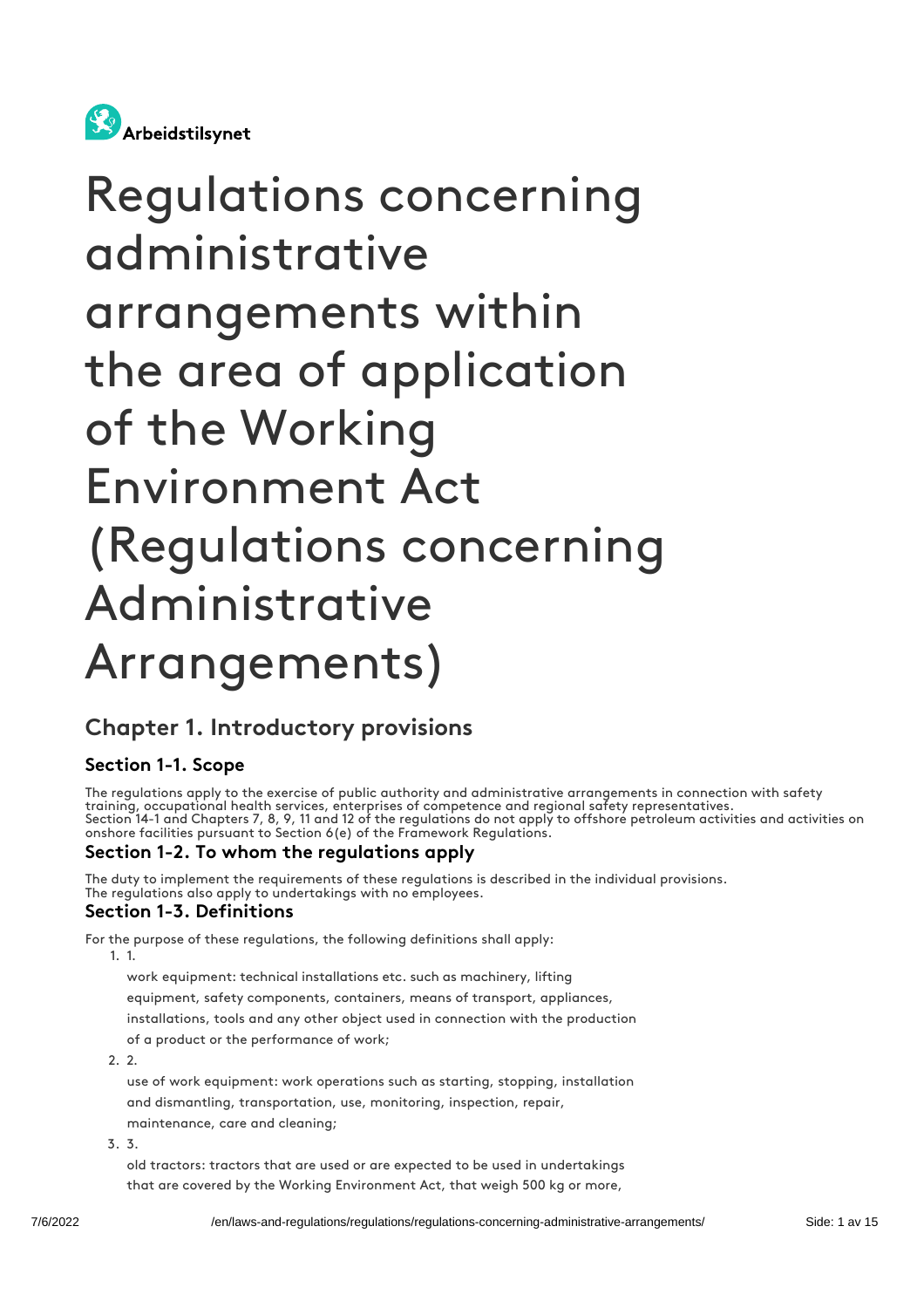Arbeidstilsynet

# Regulations concerning administrative arrangements within the area of application of the Working Environment Act (Regulations concerning Administrative Arrangements)

## Chapter 1. Introductory provisions

### Section 1-1. Scope

The regulations apply to the exercise of public authority and administrative arrangements in connection with safety training, occupational health services, enterprises of competence and regional safety representatives.
Section 14-1 and Chapters 7, 8, 9, 11 and 12 of the regulations do not apply to offshore petroleum activities and activities on onshore facilities pursuant to Section 6(e) of the Framework Regulations.

### Section 1-2. To whom the regulations apply

The duty to implement the requirements of these regulations is described in the individual provisions.
The regulations also apply to undertakings with no employees.

### Section 1-3. Definitions

For the purpose of these regulations, the following definitions shall apply:

1. 1.

   work equipment: technical installations etc. such as machinery, lifting equipment, safety components, containers, means of transport, appliances, installations, tools and any other object used in connection with the production of a product or the performance of work;

2. 2.

   use of work equipment: work operations such as starting, stopping, installation and dismantling, transportation, use, monitoring, inspection, repair, maintenance, care and cleaning;

3. 3.

   old tractors: tractors that are used or are expected to be used in undertakings that are covered by the Working Environment Act, that weigh 500 kg or more,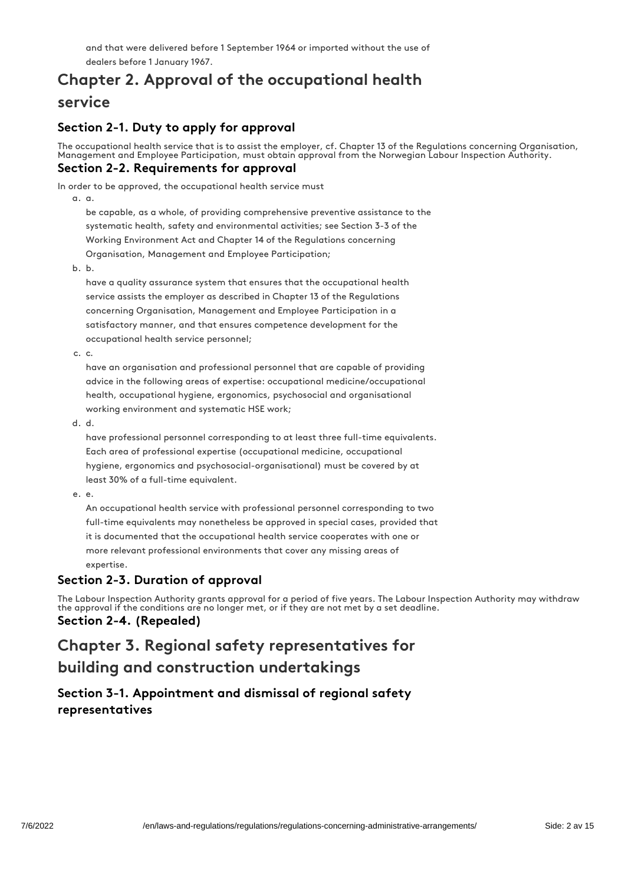and that were delivered before 1 September 1964 or imported without the use of dealers before 1 January 1967.

# Chapter 2. Approval of the occupational health service

## Section 2-1. Duty to apply for approval

The occupational health service that is to assist the employer, cf. Chapter 13 of the Regulations concerning Organisation, Management and Employee Participation, must obtain approval from the Norwegian Labour Inspection Authority.

## Section 2-2. Requirements for approval

In order to be approved, the occupational health service must

a. be capable, as a whole, of providing comprehensive preventive assistance to the systematic health, safety and environmental activities; see Section 3-3 of the Working Environment Act and Chapter 14 of the Regulations concerning Organisation, Management and Employee Participation;

b. have a quality assurance system that ensures that the occupational health service assists the employer as described in Chapter 13 of the Regulations concerning Organisation, Management and Employee Participation in a satisfactory manner, and that ensures competence development for the occupational health service personnel;

c. have an organisation and professional personnel that are capable of providing advice in the following areas of expertise: occupational medicine/occupational health, occupational hygiene, ergonomics, psychosocial and organisational working environment and systematic HSE work;

d. have professional personnel corresponding to at least three full-time equivalents. Each area of professional expertise (occupational medicine, occupational hygiene, ergonomics and psychosocial-organisational) must be covered by at least 30% of a full-time equivalent.

e. An occupational health service with professional personnel corresponding to two full-time equivalents may nonetheless be approved in special cases, provided that it is documented that the occupational health service cooperates with one or more relevant professional environments that cover any missing areas of expertise.

## Section 2-3. Duration of approval

The Labour Inspection Authority grants approval for a period of five years. The Labour Inspection Authority may withdraw the approval if the conditions are no longer met, or if they are not met by a set deadline.

## Section 2-4. (Repealed)

# Chapter 3. Regional safety representatives for building and construction undertakings

## Section 3-1. Appointment and dismissal of regional safety representatives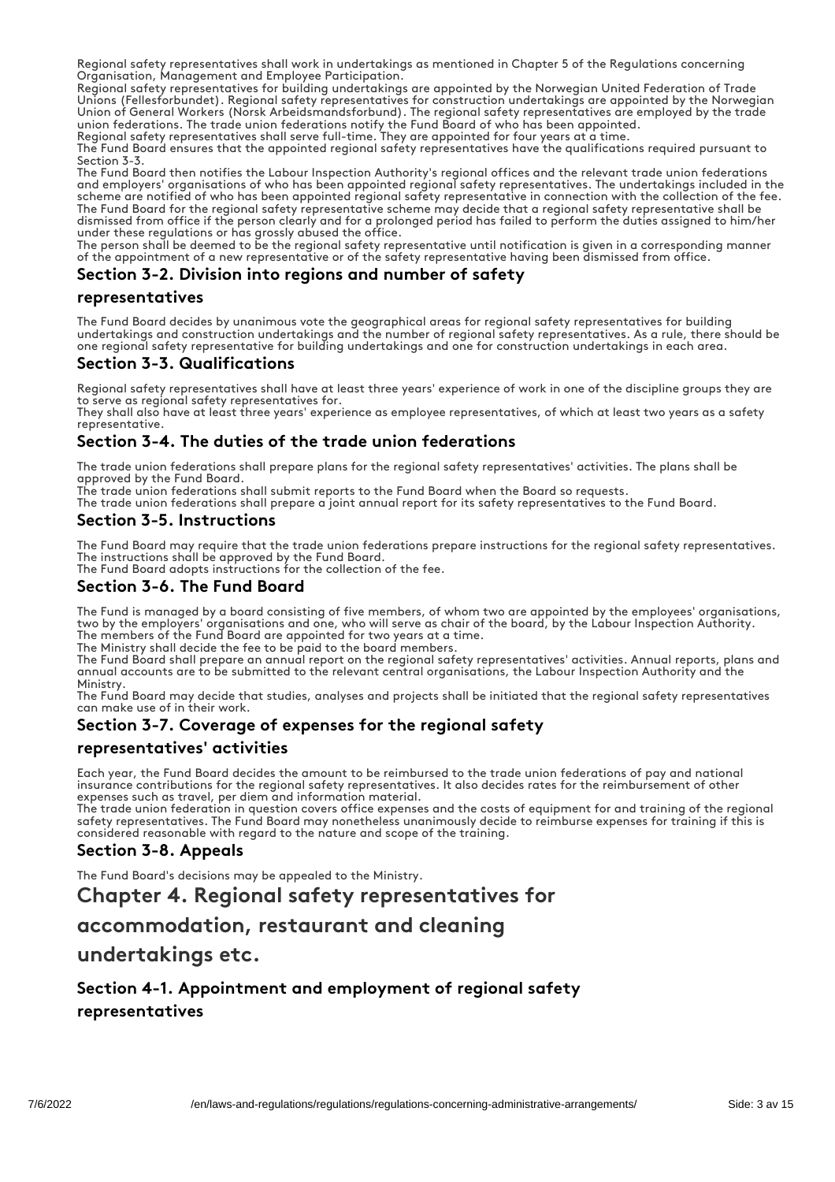Regional safety representatives shall work in undertakings as mentioned in Chapter 5 of the Regulations concerning Organisation, Management and Employee Participation.

Regional safety representatives for building undertakings are appointed by the Norwegian United Federation of Trade Unions (Fellesforbundet). Regional safety representatives for construction undertakings are appointed by the Norwegian Union of General Workers (Norsk Arbeidsmandsforbund). The regional safety representatives are employed by the trade union federations. The trade union federations notify the Fund Board of who has been appointed.

Regional safety representatives shall serve full-time. They are appointed for four years at a time.

The Fund Board ensures that the appointed regional safety representatives have the qualifications required pursuant to Section 3-3.

The Fund Board then notifies the Labour Inspection Authority's regional offices and the relevant trade union federations and employers' organisations of who has been appointed regional safety representatives. The undertakings included in the scheme are notified of who has been appointed regional safety representative in connection with the collection of the fee.

The Fund Board for the regional safety representative scheme may decide that a regional safety representative shall be dismissed from office if the person clearly and for a prolonged period has failed to perform the duties assigned to him/her under these regulations or has grossly abused the office.

The person shall be deemed to be the regional safety representative until notification is given in a corresponding manner of the appointment of a new representative or of the safety representative having been dismissed from office.

### Section 3-2. Division into regions and number of safety representatives

The Fund Board decides by unanimous vote the geographical areas for regional safety representatives for building undertakings and construction undertakings and the number of regional safety representatives. As a rule, there should be one regional safety representative for building undertakings and one for construction undertakings in each area.

### Section 3-3. Qualifications

Regional safety representatives shall have at least three years' experience of work in one of the discipline groups they are to serve as regional safety representatives for.

They shall also have at least three years' experience as employee representatives, of which at least two years as a safety representative.

### Section 3-4. The duties of the trade union federations

The trade union federations shall prepare plans for the regional safety representatives' activities. The plans shall be approved by the Fund Board.

The trade union federations shall submit reports to the Fund Board when the Board so requests.

The trade union federations shall prepare a joint annual report for its safety representatives to the Fund Board.

### Section 3-5. Instructions

The Fund Board may require that the trade union federations prepare instructions for the regional safety representatives. The instructions shall be approved by the Fund Board.

The Fund Board adopts instructions for the collection of the fee.

### Section 3-6. The Fund Board

The Fund is managed by a board consisting of five members, of whom two are appointed by the employees' organisations, two by the employers' organisations and one, who will serve as chair of the board, by the Labour Inspection Authority. The members of the Fund Board are appointed for two years at a time.

The Ministry shall decide the fee to be paid to the board members.

The Fund Board shall prepare an annual report on the regional safety representatives' activities. Annual reports, plans and annual accounts are to be submitted to the relevant central organisations, the Labour Inspection Authority and the Ministry.

The Fund Board may decide that studies, analyses and projects shall be initiated that the regional safety representatives can make use of in their work.

### Section 3-7. Coverage of expenses for the regional safety representatives' activities

Each year, the Fund Board decides the amount to be reimbursed to the trade union federations of pay and national insurance contributions for the regional safety representatives. It also decides rates for the reimbursement of other expenses such as travel, per diem and information material.

The trade union federation in question covers office expenses and the costs of equipment for and training of the regional safety representatives. The Fund Board may nonetheless unanimously decide to reimburse expenses for training if this is considered reasonable with regard to the nature and scope of the training.

### Section 3-8. Appeals

The Fund Board's decisions may be appealed to the Ministry.

## Chapter 4. Regional safety representatives for accommodation, restaurant and cleaning undertakings etc.

### Section 4-1. Appointment and employment of regional safety representatives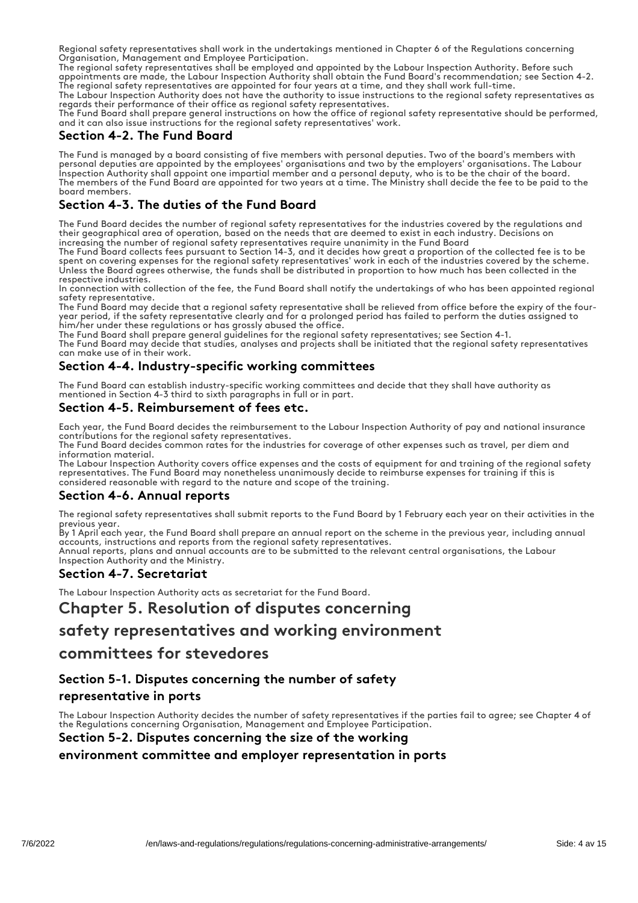Regional safety representatives shall work in the undertakings mentioned in Chapter 6 of the Regulations concerning Organisation, Management and Employee Participation.
The regional safety representatives shall be employed and appointed by the Labour Inspection Authority. Before such appointments are made, the Labour Inspection Authority shall obtain the Fund Board's recommendation; see Section 4-2. The regional safety representatives are appointed for four years at a time, and they shall work full-time.
The Labour Inspection Authority does not have the authority to issue instructions to the regional safety representatives as regards their performance of their office as regional safety representatives.
The Fund Board shall prepare general instructions on how the office of regional safety representative should be performed, and it can also issue instructions for the regional safety representatives' work.

### Section 4-2. The Fund Board

The Fund is managed by a board consisting of five members with personal deputies. Two of the board's members with personal deputies are appointed by the employees' organisations and two by the employers' organisations. The Labour Inspection Authority shall appoint one impartial member and a personal deputy, who is to be the chair of the board. The members of the Fund Board are appointed for two years at a time. The Ministry shall decide the fee to be paid to the board members.

### Section 4-3. The duties of the Fund Board

The Fund Board decides the number of regional safety representatives for the industries covered by the regulations and their geographical area of operation, based on the needs that are deemed to exist in each industry. Decisions on increasing the number of regional safety representatives require unanimity in the Fund Board
The Fund Board collects fees pursuant to Section 14-3, and it decides how great a proportion of the collected fee is to be spent on covering expenses for the regional safety representatives' work in each of the industries covered by the scheme. Unless the Board agrees otherwise, the funds shall be distributed in proportion to how much has been collected in the respective industries.
In connection with collection of the fee, the Fund Board shall notify the undertakings of who has been appointed regional safety representative.
The Fund Board may decide that a regional safety representative shall be relieved from office before the expiry of the four-year period, if the safety representative clearly and for a prolonged period has failed to perform the duties assigned to him/her under these regulations or has grossly abused the office.
The Fund Board shall prepare general guidelines for the regional safety representatives; see Section 4-1.
The Fund Board may decide that studies, analyses and projects shall be initiated that the regional safety representatives can make use of in their work.

### Section 4-4. Industry-specific working committees

The Fund Board can establish industry-specific working committees and decide that they shall have authority as mentioned in Section 4-3 third to sixth paragraphs in full or in part.

### Section 4-5. Reimbursement of fees etc.

Each year, the Fund Board decides the reimbursement to the Labour Inspection Authority of pay and national insurance contributions for the regional safety representatives.
The Fund Board decides common rates for the industries for coverage of other expenses such as travel, per diem and information material.
The Labour Inspection Authority covers office expenses and the costs of equipment for and training of the regional safety representatives. The Fund Board may nonetheless unanimously decide to reimburse expenses for training if this is considered reasonable with regard to the nature and scope of the training.

### Section 4-6. Annual reports

The regional safety representatives shall submit reports to the Fund Board by 1 February each year on their activities in the previous year.
By 1 April each year, the Fund Board shall prepare an annual report on the scheme in the previous year, including annual accounts, instructions and reports from the regional safety representatives.
Annual reports, plans and annual accounts are to be submitted to the relevant central organisations, the Labour Inspection Authority and the Ministry.

### Section 4-7. Secretariat

The Labour Inspection Authority acts as secretariat for the Fund Board.

## Chapter 5. Resolution of disputes concerning safety representatives and working environment committees for stevedores

### Section 5-1. Disputes concerning the number of safety representative in ports

The Labour Inspection Authority decides the number of safety representatives if the parties fail to agree; see Chapter 4 of the Regulations concerning Organisation, Management and Employee Participation.

### Section 5-2. Disputes concerning the size of the working environment committee and employer representation in ports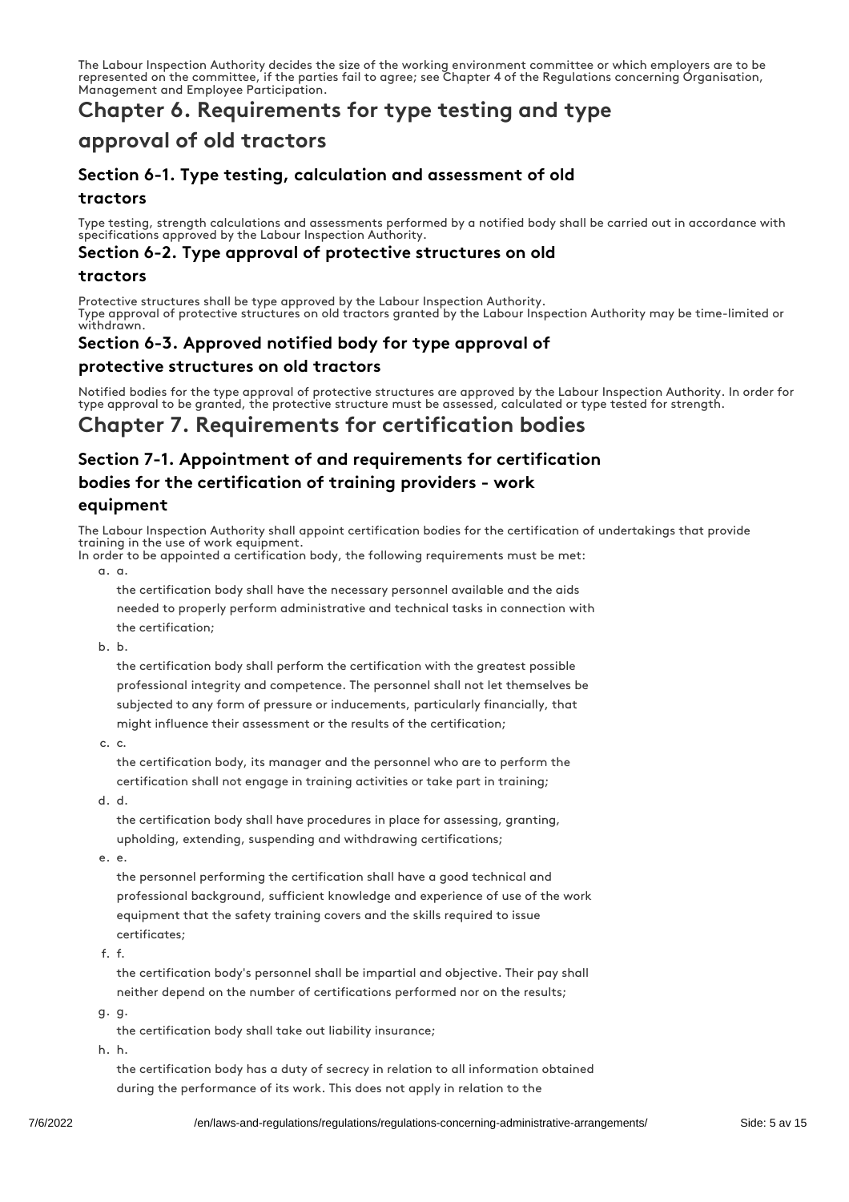The Labour Inspection Authority decides the size of the working environment committee or which employers are to be represented on the committee, if the parties fail to agree; see Chapter 4 of the Regulations concerning Organisation, Management and Employee Participation.

# Chapter 6. Requirements for type testing and type approval of old tractors

## Section 6-1. Type testing, calculation and assessment of old tractors

Type testing, strength calculations and assessments performed by a notified body shall be carried out in accordance with specifications approved by the Labour Inspection Authority.

## Section 6-2. Type approval of protective structures on old tractors

Protective structures shall be type approved by the Labour Inspection Authority.
Type approval of protective structures on old tractors granted by the Labour Inspection Authority may be time-limited or withdrawn.

## Section 6-3. Approved notified body for type approval of protective structures on old tractors

Notified bodies for the type approval of protective structures are approved by the Labour Inspection Authority. In order for type approval to be granted, the protective structure must be assessed, calculated or type tested for strength.

# Chapter 7. Requirements for certification bodies

## Section 7-1. Appointment of and requirements for certification bodies for the certification of training providers - work equipment

The Labour Inspection Authority shall appoint certification bodies for the certification of undertakings that provide training in the use of work equipment.
In order to be appointed a certification body, the following requirements must be met:

a. the certification body shall have the necessary personnel available and the aids needed to properly perform administrative and technical tasks in connection with the certification;
b. the certification body shall perform the certification with the greatest possible professional integrity and competence. The personnel shall not let themselves be subjected to any form of pressure or inducements, particularly financially, that might influence their assessment or the results of the certification;
c. the certification body, its manager and the personnel who are to perform the certification shall not engage in training activities or take part in training;
d. the certification body shall have procedures in place for assessing, granting, upholding, extending, suspending and withdrawing certifications;
e. the personnel performing the certification shall have a good technical and professional background, sufficient knowledge and experience of use of the work equipment that the safety training covers and the skills required to issue certificates;
f. the certification body's personnel shall be impartial and objective. Their pay shall neither depend on the number of certifications performed nor on the results;
g. the certification body shall take out liability insurance;
h. the certification body has a duty of secrecy in relation to all information obtained during the performance of its work. This does not apply in relation to the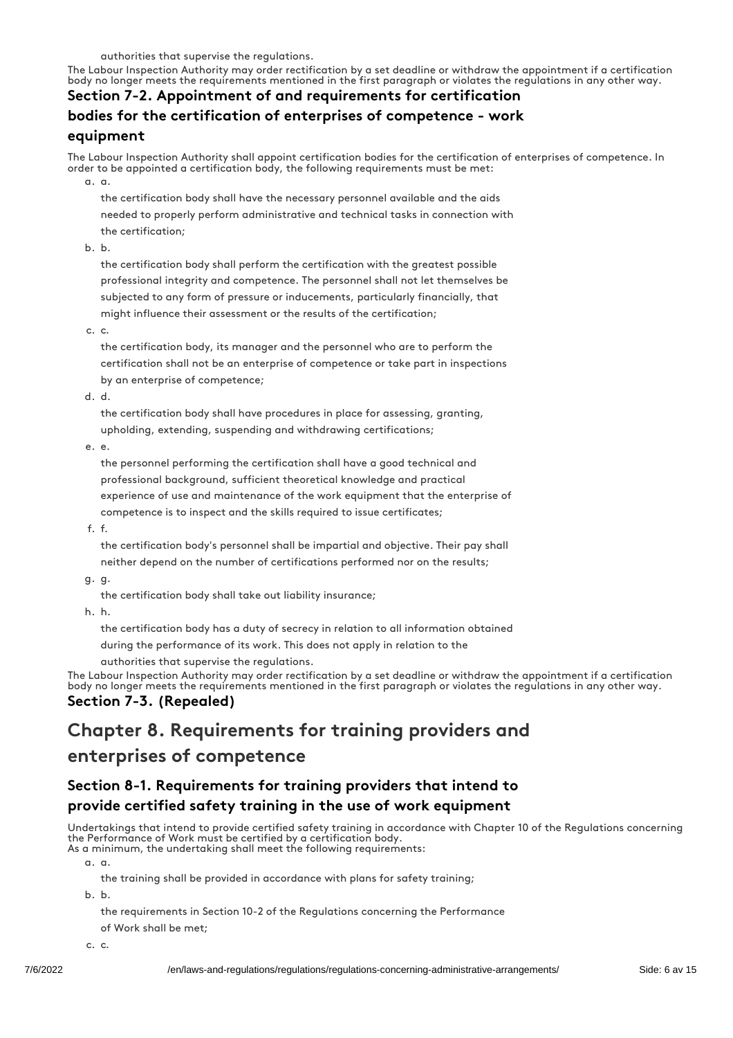authorities that supervise the regulations.

The Labour Inspection Authority may order rectification by a set deadline or withdraw the appointment if a certification body no longer meets the requirements mentioned in the first paragraph or violates the regulations in any other way.

### Section 7-2. Appointment of and requirements for certification bodies for the certification of enterprises of competence - work equipment

The Labour Inspection Authority shall appoint certification bodies for the certification of enterprises of competence. In order to be appointed a certification body, the following requirements must be met:

a. the certification body shall have the necessary personnel available and the aids needed to properly perform administrative and technical tasks in connection with the certification;

b. the certification body shall perform the certification with the greatest possible professional integrity and competence. The personnel shall not let themselves be subjected to any form of pressure or inducements, particularly financially, that might influence their assessment or the results of the certification;

c. the certification body, its manager and the personnel who are to perform the certification shall not be an enterprise of competence or take part in inspections by an enterprise of competence;

d. the certification body shall have procedures in place for assessing, granting, upholding, extending, suspending and withdrawing certifications;

e. the personnel performing the certification shall have a good technical and professional background, sufficient theoretical knowledge and practical experience of use and maintenance of the work equipment that the enterprise of competence is to inspect and the skills required to issue certificates;

f. the certification body's personnel shall be impartial and objective. Their pay shall neither depend on the number of certifications performed nor on the results;

g. the certification body shall take out liability insurance;

h. the certification body has a duty of secrecy in relation to all information obtained during the performance of its work. This does not apply in relation to the authorities that supervise the regulations.

The Labour Inspection Authority may order rectification by a set deadline or withdraw the appointment if a certification body no longer meets the requirements mentioned in the first paragraph or violates the regulations in any other way.

### Section 7-3. (Repealed)

## Chapter 8. Requirements for training providers and enterprises of competence

### Section 8-1. Requirements for training providers that intend to provide certified safety training in the use of work equipment

Undertakings that intend to provide certified safety training in accordance with Chapter 10 of the Regulations concerning the Performance of Work must be certified by a certification body.
As a minimum, the undertaking shall meet the following requirements:

a. the training shall be provided in accordance with plans for safety training;

b. the requirements in Section 10-2 of the Regulations concerning the Performance of Work shall be met;

c.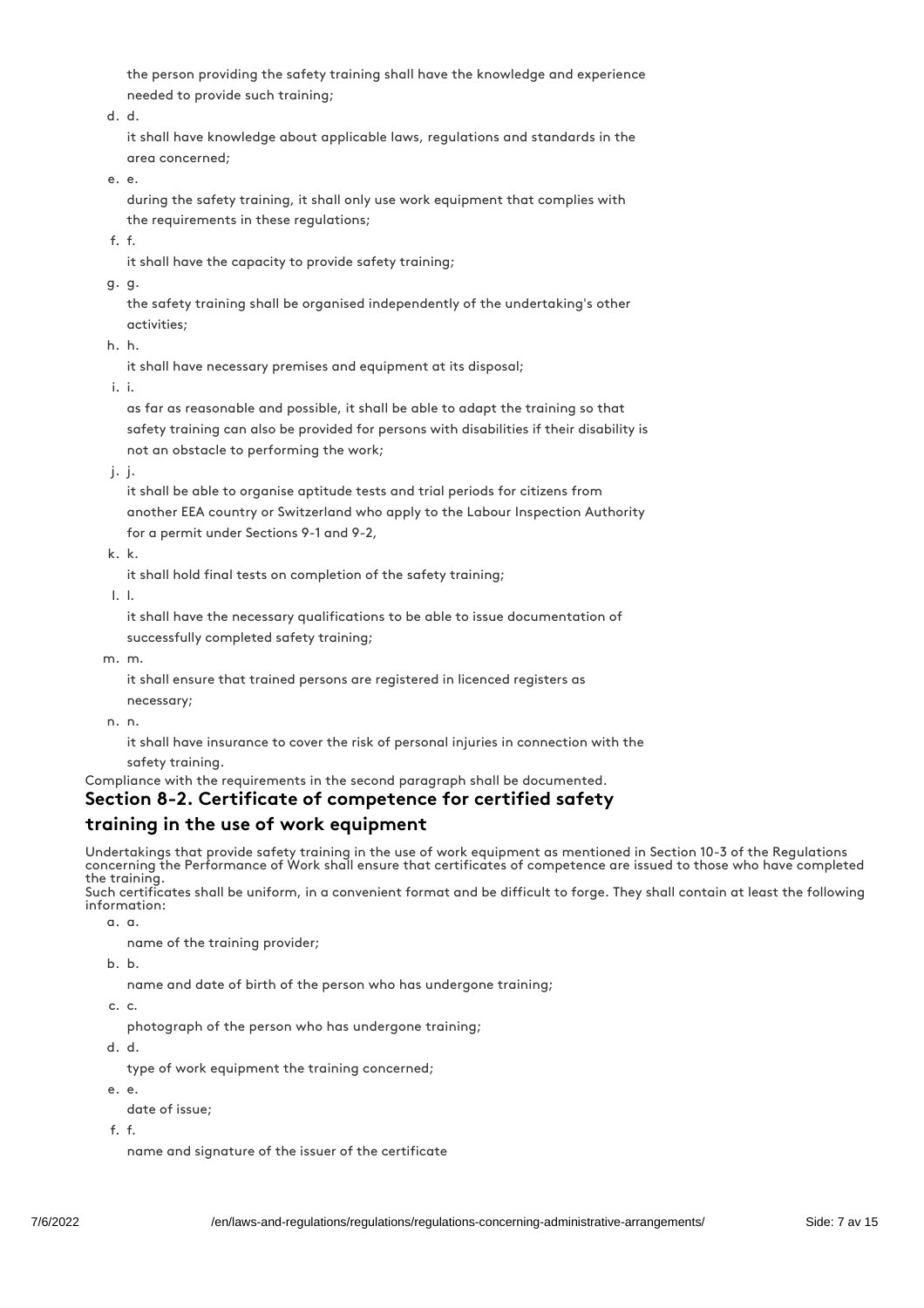the person providing the safety training shall have the knowledge and experience needed to provide such training;

d. it shall have knowledge about applicable laws, regulations and standards in the area concerned;

e. during the safety training, it shall only use work equipment that complies with the requirements in these regulations;

f. it shall have the capacity to provide safety training;

g. the safety training shall be organised independently of the undertaking's other activities;

h. it shall have necessary premises and equipment at its disposal;

i. as far as reasonable and possible, it shall be able to adapt the training so that safety training can also be provided for persons with disabilities if their disability is not an obstacle to performing the work;

j. it shall be able to organise aptitude tests and trial periods for citizens from another EEA country or Switzerland who apply to the Labour Inspection Authority for a permit under Sections 9-1 and 9-2,

k. it shall hold final tests on completion of the safety training;

l. it shall have the necessary qualifications to be able to issue documentation of successfully completed safety training;

m. it shall ensure that trained persons are registered in licenced registers as necessary;

n. it shall have insurance to cover the risk of personal injuries in connection with the safety training.

Compliance with the requirements in the second paragraph shall be documented.

## Section 8-2. Certificate of competence for certified safety training in the use of work equipment

Undertakings that provide safety training in the use of work equipment as mentioned in Section 10-3 of the Regulations concerning the Performance of Work shall ensure that certificates of competence are issued to those who have completed the training.

Such certificates shall be uniform, in a convenient format and be difficult to forge. They shall contain at least the following information:

a. name of the training provider;

b. name and date of birth of the person who has undergone training;

c. photograph of the person who has undergone training;

d. type of work equipment the training concerned;

e. date of issue;

f. name and signature of the issuer of the certificate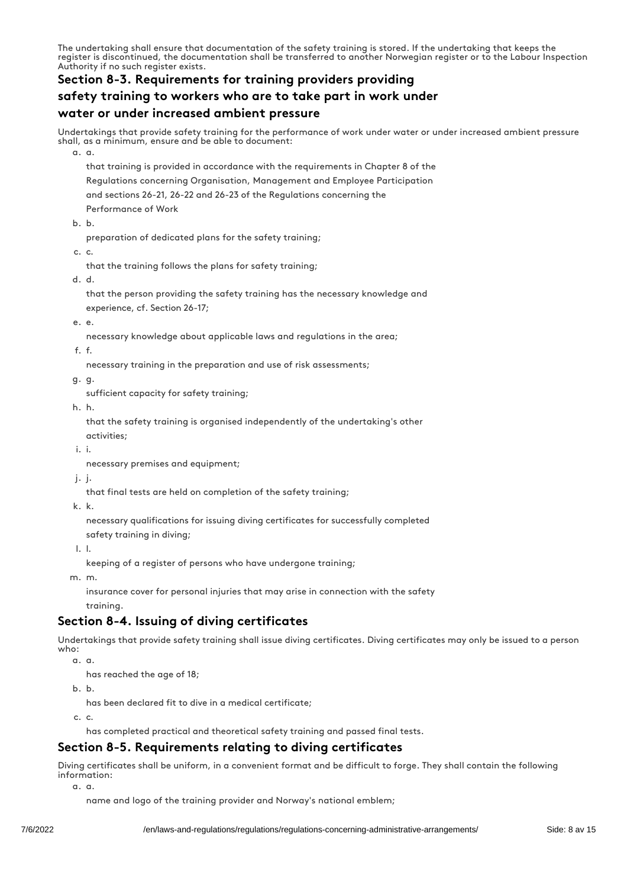The undertaking shall ensure that documentation of the safety training is stored. If the undertaking that keeps the register is discontinued, the documentation shall be transferred to another Norwegian register or to the Labour Inspection Authority if no such register exists.

## Section 8-3. Requirements for training providers providing safety training to workers who are to take part in work under water or under increased ambient pressure

Undertakings that provide safety training for the performance of work under water or under increased ambient pressure shall, as a minimum, ensure and be able to document:

a. a.

that training is provided in accordance with the requirements in Chapter 8 of the Regulations concerning Organisation, Management and Employee Participation and sections 26-21, 26-22 and 26-23 of the Regulations concerning the Performance of Work

b. b.

preparation of dedicated plans for the safety training;

c. c.

that the training follows the plans for safety training;

d. d.

that the person providing the safety training has the necessary knowledge and experience, cf. Section 26-17;

e. e.

necessary knowledge about applicable laws and regulations in the area;

f. f.

necessary training in the preparation and use of risk assessments;

g. g.

sufficient capacity for safety training;

h. h.

that the safety training is organised independently of the undertaking's other activities;

i. i.

necessary premises and equipment;

j. j.

that final tests are held on completion of the safety training;

k. k.

necessary qualifications for issuing diving certificates for successfully completed safety training in diving;

l. l.

keeping of a register of persons who have undergone training;

m. m.

insurance cover for personal injuries that may arise in connection with the safety training.

## Section 8-4. Issuing of diving certificates

Undertakings that provide safety training shall issue diving certificates. Diving certificates may only be issued to a person who:

a. a.

has reached the age of 18;

b. b.

has been declared fit to dive in a medical certificate;

c. c.

has completed practical and theoretical safety training and passed final tests.

## Section 8-5. Requirements relating to diving certificates

Diving certificates shall be uniform, in a convenient format and be difficult to forge. They shall contain the following information:

a. a.

name and logo of the training provider and Norway's national emblem;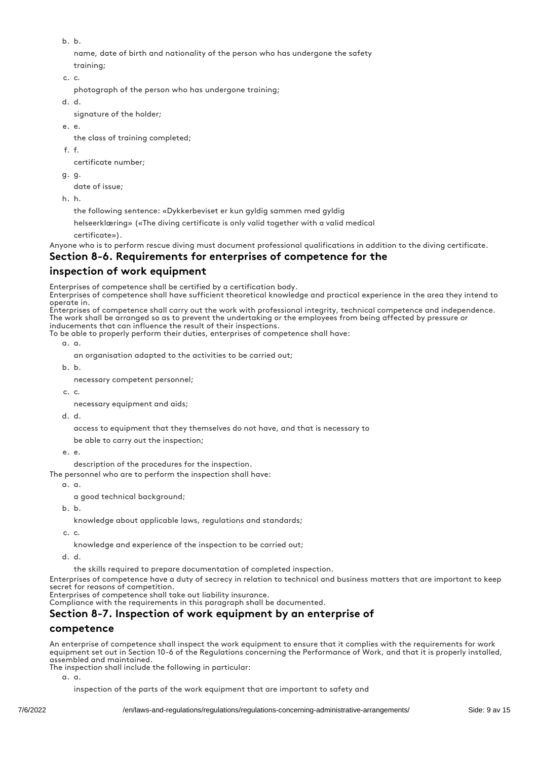b. b.

   name, date of birth and nationality of the person who has undergone the safety training;

c. c.

   photograph of the person who has undergone training;

d. d.

   signature of the holder;

e. e.

   the class of training completed;

f. f.

   certificate number;

g. g.

   date of issue;

h. h.

   the following sentence: «Dykkerbeviset er kun gyldig sammen med gyldig helseerklæring» («The diving certificate is only valid together with a valid medical certificate»).

Anyone who is to perform rescue diving must document professional qualifications in addition to the diving certificate.

## Section 8-6. Requirements for enterprises of competence for the inspection of work equipment

Enterprises of competence shall be certified by a certification body.

Enterprises of competence shall have sufficient theoretical knowledge and practical experience in the area they intend to operate in.

Enterprises of competence shall carry out the work with professional integrity, technical competence and independence. The work shall be arranged so as to prevent the undertaking or the employees from being affected by pressure or inducements that can influence the result of their inspections.

To be able to properly perform their duties, enterprises of competence shall have:

a. a.

   an organisation adapted to the activities to be carried out;

b. b.

   necessary competent personnel;

c. c.

   necessary equipment and aids;

d. d.

   access to equipment that they themselves do not have, and that is necessary to be able to carry out the inspection;

e. e.

   description of the procedures for the inspection.

The personnel who are to perform the inspection shall have:

a. a.

   a good technical background;

b. b.

   knowledge about applicable laws, regulations and standards;

c. c.

   knowledge and experience of the inspection to be carried out;

d. d.

   the skills required to prepare documentation of completed inspection.

Enterprises of competence have a duty of secrecy in relation to technical and business matters that are important to keep secret for reasons of competition.

Enterprises of competence shall take out liability insurance.

Compliance with the requirements in this paragraph shall be documented.

## Section 8-7. Inspection of work equipment by an enterprise of competence

An enterprise of competence shall inspect the work equipment to ensure that it complies with the requirements for work equipment set out in Section 10-6 of the Regulations concerning the Performance of Work, and that it is properly installed, assembled and maintained.

The inspection shall include the following in particular:

a. a.

   inspection of the parts of the work equipment that are important to safety and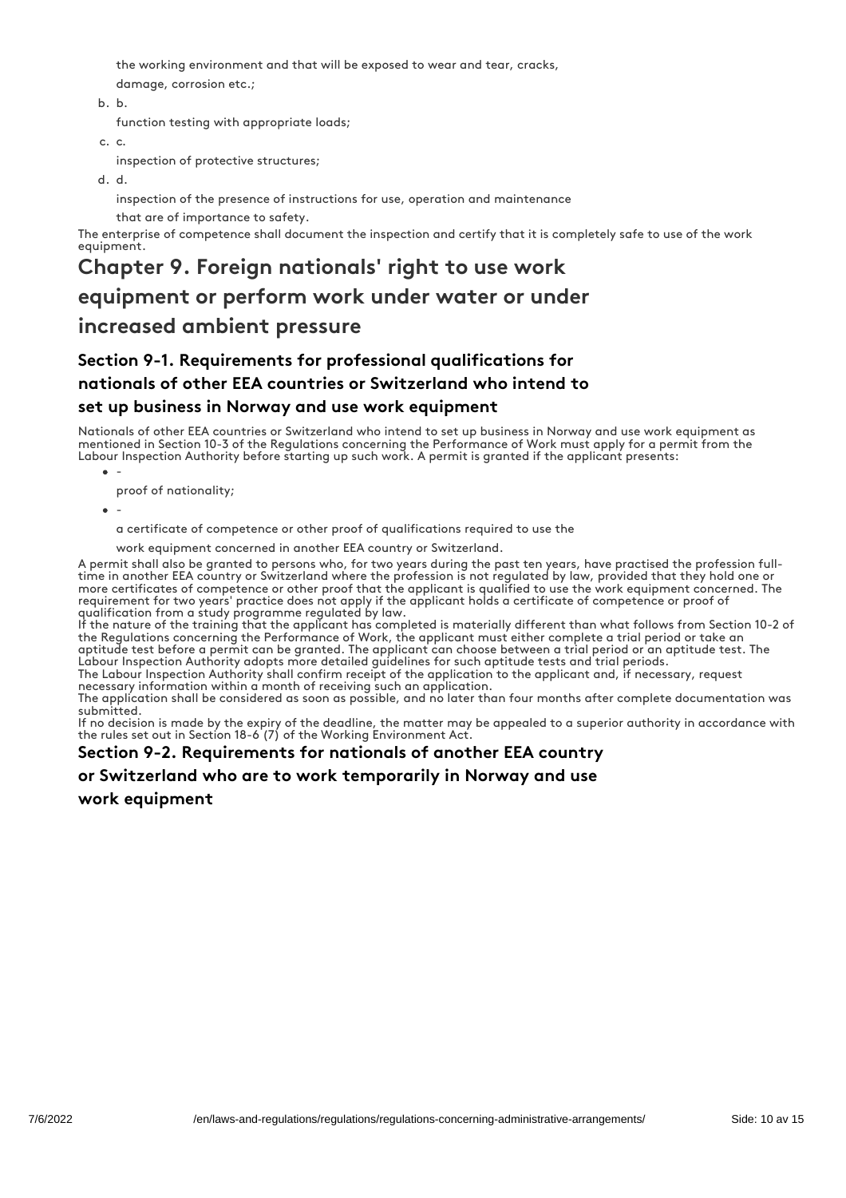the working environment and that will be exposed to wear and tear, cracks, damage, corrosion etc.;

b. function testing with appropriate loads;

c. inspection of protective structures;

d. inspection of the presence of instructions for use, operation and maintenance that are of importance to safety.

The enterprise of competence shall document the inspection and certify that it is completely safe to use of the work equipment.

# Chapter 9. Foreign nationals' right to use work equipment or perform work under water or under increased ambient pressure

## Section 9-1. Requirements for professional qualifications for nationals of other EEA countries or Switzerland who intend to set up business in Norway and use work equipment

Nationals of other EEA countries or Switzerland who intend to set up business in Norway and use work equipment as mentioned in Section 10-3 of the Regulations concerning the Performance of Work must apply for a permit from the Labour Inspection Authority before starting up such work. A permit is granted if the applicant presents:

- proof of nationality;
- a certificate of competence or other proof of qualifications required to use the work equipment concerned in another EEA country or Switzerland.

A permit shall also be granted to persons who, for two years during the past ten years, have practised the profession full-time in another EEA country or Switzerland where the profession is not regulated by law, provided that they hold one or more certificates of competence or other proof that the applicant is qualified to use the work equipment concerned. The requirement for two years' practice does not apply if the applicant holds a certificate of competence or proof of qualification from a study programme regulated by law.

If the nature of the training that the applicant has completed is materially different than what follows from Section 10-2 of the Regulations concerning the Performance of Work, the applicant must either complete a trial period or take an aptitude test before a permit can be granted. The applicant can choose between a trial period or an aptitude test. The Labour Inspection Authority adopts more detailed guidelines for such aptitude tests and trial periods.

The Labour Inspection Authority shall confirm receipt of the application to the applicant and, if necessary, request necessary information within a month of receiving such an application.

The application shall be considered as soon as possible, and no later than four months after complete documentation was submitted.

If no decision is made by the expiry of the deadline, the matter may be appealed to a superior authority in accordance with the rules set out in Section 18-6 (7) of the Working Environment Act.

## Section 9-2. Requirements for nationals of another EEA country or Switzerland who are to work temporarily in Norway and use work equipment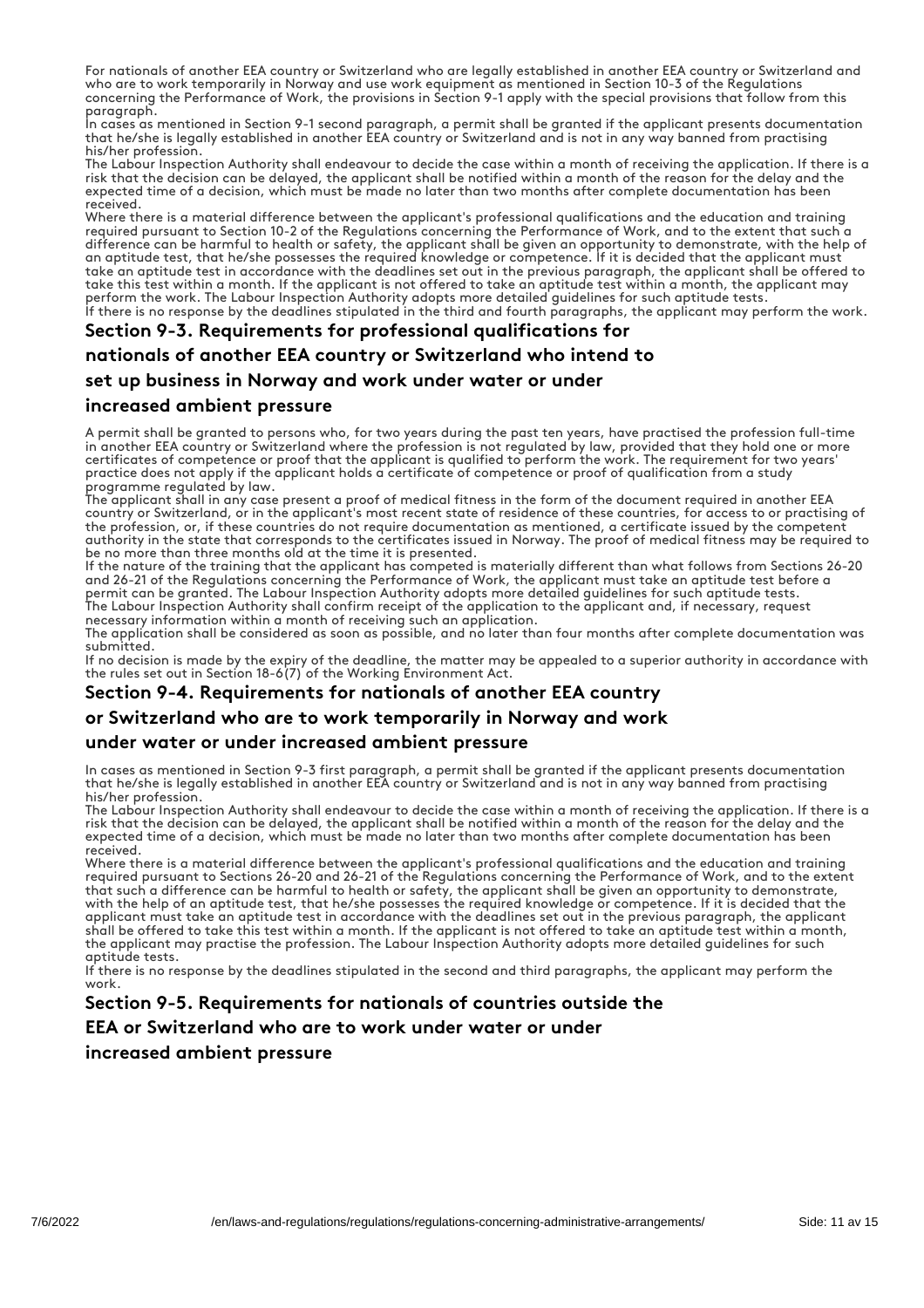For nationals of another EEA country or Switzerland who are legally established in another EEA country or Switzerland and who are to work temporarily in Norway and use work equipment as mentioned in Section 10-3 of the Regulations concerning the Performance of Work, the provisions in Section 9-1 apply with the special provisions that follow from this paragraph.

In cases as mentioned in Section 9-1 second paragraph, a permit shall be granted if the applicant presents documentation that he/she is legally established in another EEA country or Switzerland and is not in any way banned from practising his/her profession.

The Labour Inspection Authority shall endeavour to decide the case within a month of receiving the application. If there is a risk that the decision can be delayed, the applicant shall be notified within a month of the reason for the delay and the expected time of a decision, which must be made no later than two months after complete documentation has been received.

Where there is a material difference between the applicant's professional qualifications and the education and training required pursuant to Section 10-2 of the Regulations concerning the Performance of Work, and to the extent that such a difference can be harmful to health or safety, the applicant shall be given an opportunity to demonstrate, with the help of an aptitude test, that he/she possesses the required knowledge or competence. If it is decided that the applicant must take an aptitude test in accordance with the deadlines set out in the previous paragraph, the applicant shall be offered to take this test within a month. If the applicant is not offered to take an aptitude test within a month, the applicant may perform the work. The Labour Inspection Authority adopts more detailed guidelines for such aptitude tests.

If there is no response by the deadlines stipulated in the third and fourth paragraphs, the applicant may perform the work.

## Section 9-3. Requirements for professional qualifications for nationals of another EEA country or Switzerland who intend to set up business in Norway and work under water or under increased ambient pressure

A permit shall be granted to persons who, for two years during the past ten years, have practised the profession full-time in another EEA country or Switzerland where the profession is not regulated by law, provided that they hold one or more certificates of competence or proof that the applicant is qualified to perform the work. The requirement for two years' practice does not apply if the applicant holds a certificate of competence or proof of qualification from a study programme regulated by law.

The applicant shall in any case present a proof of medical fitness in the form of the document required in another EEA country or Switzerland, or in the applicant's most recent state of residence of these countries, for access to or practising of the profession, or, if these countries do not require documentation as mentioned, a certificate issued by the competent authority in the state that corresponds to the certificates issued in Norway. The proof of medical fitness may be required to be no more than three months old at the time it is presented.

If the nature of the training that the applicant has competed is materially different than what follows from Sections 26-20 and 26-21 of the Regulations concerning the Performance of Work, the applicant must take an aptitude test before a permit can be granted. The Labour Inspection Authority adopts more detailed guidelines for such aptitude tests.

The Labour Inspection Authority shall confirm receipt of the application to the applicant and, if necessary, request necessary information within a month of receiving such an application.

The application shall be considered as soon as possible, and no later than four months after complete documentation was submitted.

If no decision is made by the expiry of the deadline, the matter may be appealed to a superior authority in accordance with the rules set out in Section 18-6(7) of the Working Environment Act.

## Section 9-4. Requirements for nationals of another EEA country or Switzerland who are to work temporarily in Norway and work under water or under increased ambient pressure

In cases as mentioned in Section 9-3 first paragraph, a permit shall be granted if the applicant presents documentation that he/she is legally established in another EEA country or Switzerland and is not in any way banned from practising his/her profession.

The Labour Inspection Authority shall endeavour to decide the case within a month of receiving the application. If there is a risk that the decision can be delayed, the applicant shall be notified within a month of the reason for the delay and the expected time of a decision, which must be made no later than two months after complete documentation has been received.

Where there is a material difference between the applicant's professional qualifications and the education and training required pursuant to Sections 26-20 and 26-21 of the Regulations concerning the Performance of Work, and to the extent that such a difference can be harmful to health or safety, the applicant shall be given an opportunity to demonstrate, with the help of an aptitude test, that he/she possesses the required knowledge or competence. If it is decided that the applicant must take an aptitude test in accordance with the deadlines set out in the previous paragraph, the applicant shall be offered to take this test within a month. If the applicant is not offered to take an aptitude test within a month, the applicant may practise the profession. The Labour Inspection Authority adopts more detailed guidelines for such aptitude tests.

If there is no response by the deadlines stipulated in the second and third paragraphs, the applicant may perform the work.

## Section 9-5. Requirements for nationals of countries outside the EEA or Switzerland who are to work under water or under increased ambient pressure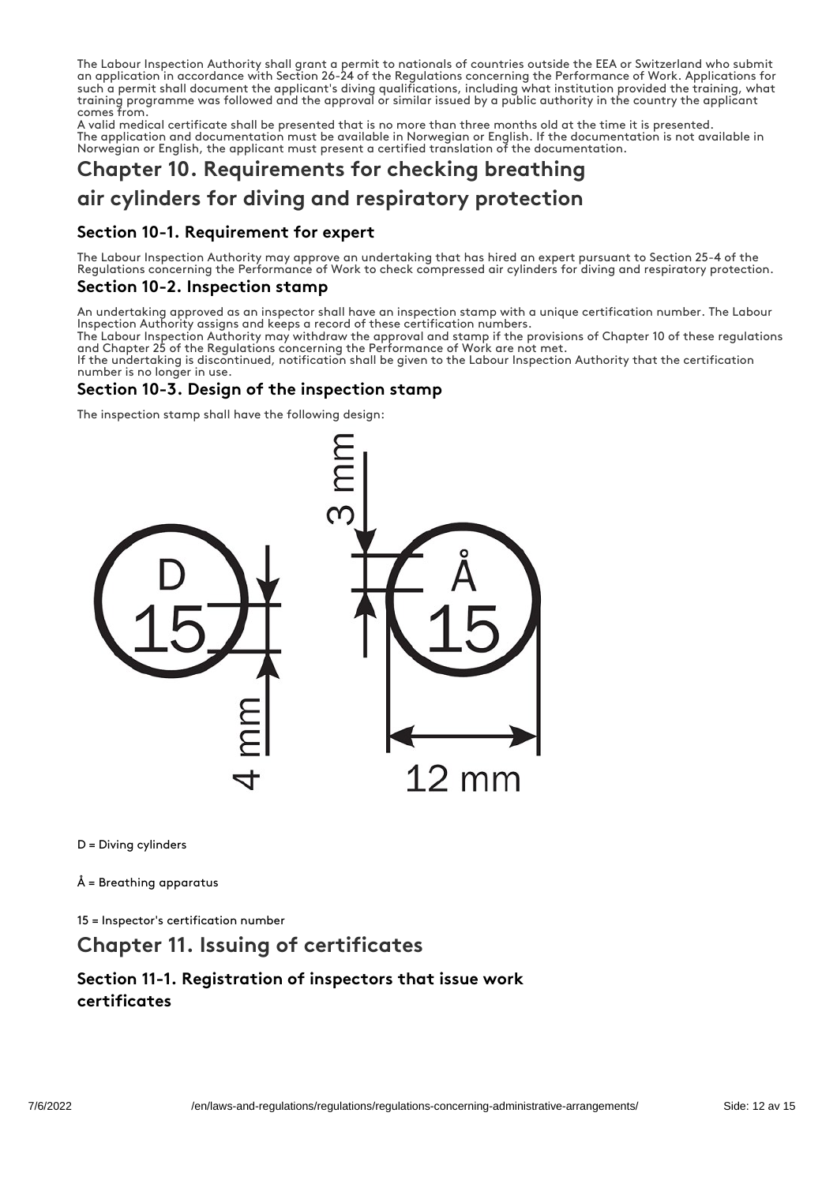The Labour Inspection Authority shall grant a permit to nationals of countries outside the EEA or Switzerland who submit an application in accordance with Section 26-24 of the Regulations concerning the Performance of Work. Applications for such a permit shall document the applicant's diving qualifications, including what institution provided the training, what training programme was followed and the approval or similar issued by a public authority in the country the applicant comes from.

A valid medical certificate shall be presented that is no more than three months old at the time it is presented.

The application and documentation must be available in Norwegian or English. If the documentation is not available in Norwegian or English, the applicant must present a certified translation of the documentation.

## Chapter 10. Requirements for checking breathing air cylinders for diving and respiratory protection

### Section 10-1. Requirement for expert

The Labour Inspection Authority may approve an undertaking that has hired an expert pursuant to Section 25-4 of the Regulations concerning the Performance of Work to check compressed air cylinders for diving and respiratory protection.

### Section 10-2. Inspection stamp

An undertaking approved as an inspector shall have an inspection stamp with a unique certification number. The Labour Inspection Authority assigns and keeps a record of these certification numbers.

The Labour Inspection Authority may withdraw the approval and stamp if the provisions of Chapter 10 of these regulations and Chapter 25 of the Regulations concerning the Performance of Work are not met.

If the undertaking is discontinued, notification shall be given to the Labour Inspection Authority that the certification number is no longer in use.

### Section 10-3. Design of the inspection stamp

The inspection stamp shall have the following design:

D = Diving cylinders

Å = Breathing apparatus

15 = Inspector's certification number

## Chapter 11. Issuing of certificates

### Section 11-1. Registration of inspectors that issue work certificates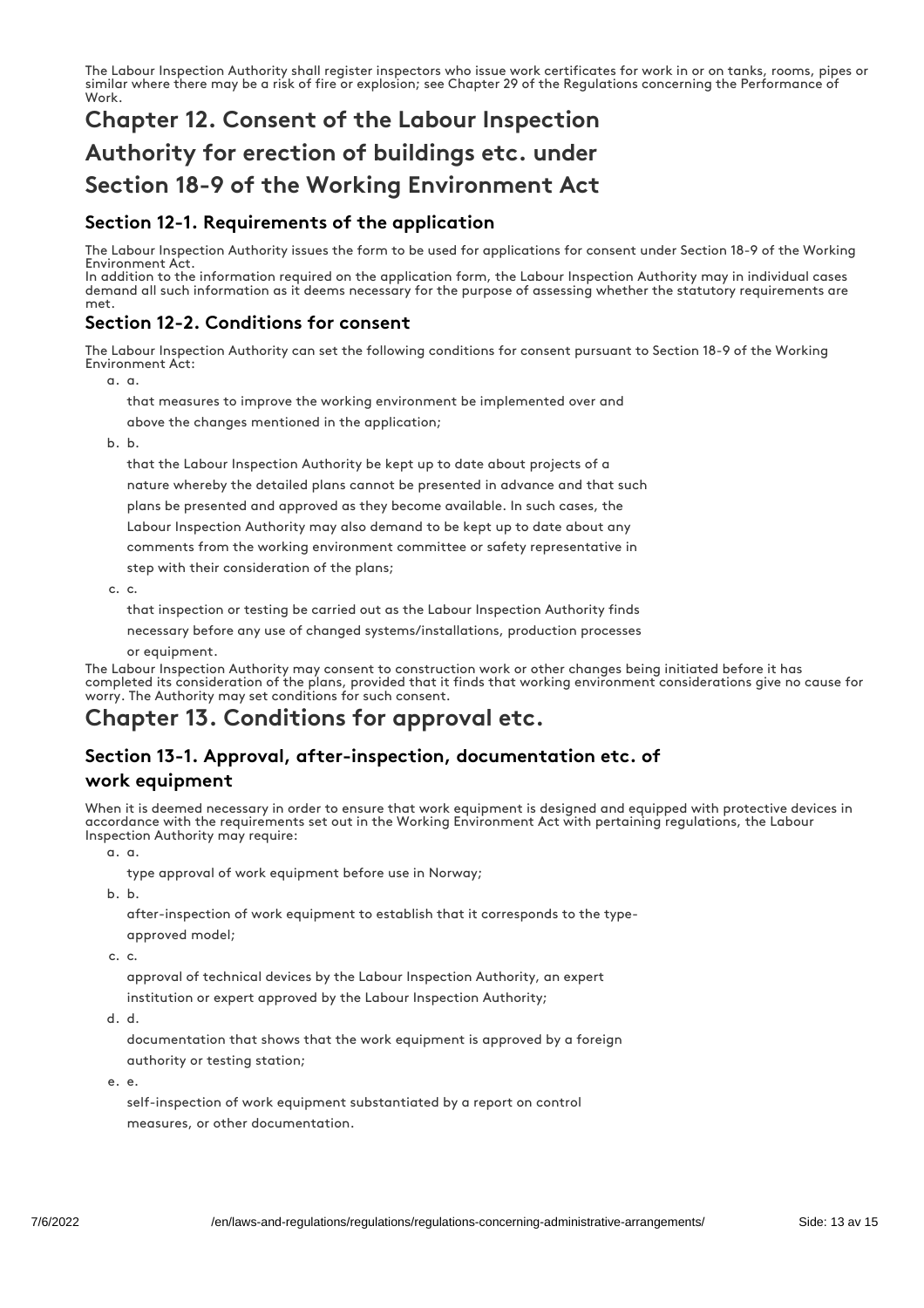The Labour Inspection Authority shall register inspectors who issue work certificates for work in or on tanks, rooms, pipes or similar where there may be a risk of fire or explosion; see Chapter 29 of the Regulations concerning the Performance of Work.

# Chapter 12. Consent of the Labour Inspection Authority for erection of buildings etc. under Section 18-9 of the Working Environment Act

## Section 12-1. Requirements of the application

The Labour Inspection Authority issues the form to be used for applications for consent under Section 18-9 of the Working Environment Act.
In addition to the information required on the application form, the Labour Inspection Authority may in individual cases demand all such information as it deems necessary for the purpose of assessing whether the statutory requirements are met.

## Section 12-2. Conditions for consent

The Labour Inspection Authority can set the following conditions for consent pursuant to Section 18-9 of the Working Environment Act:

a. that measures to improve the working environment be implemented over and above the changes mentioned in the application;
b. that the Labour Inspection Authority be kept up to date about projects of a nature whereby the detailed plans cannot be presented in advance and that such plans be presented and approved as they become available. In such cases, the Labour Inspection Authority may also demand to be kept up to date about any comments from the working environment committee or safety representative in step with their consideration of the plans;
c. that inspection or testing be carried out as the Labour Inspection Authority finds necessary before any use of changed systems/installations, production processes or equipment.

The Labour Inspection Authority may consent to construction work or other changes being initiated before it has completed its consideration of the plans, provided that it finds that working environment considerations give no cause for worry. The Authority may set conditions for such consent.

# Chapter 13. Conditions for approval etc.

## Section 13-1. Approval, after-inspection, documentation etc. of work equipment

When it is deemed necessary in order to ensure that work equipment is designed and equipped with protective devices in accordance with the requirements set out in the Working Environment Act with pertaining regulations, the Labour Inspection Authority may require:

a. type approval of work equipment before use in Norway;
b. after-inspection of work equipment to establish that it corresponds to the type-approved model;
c. approval of technical devices by the Labour Inspection Authority, an expert institution or expert approved by the Labour Inspection Authority;
d. documentation that shows that the work equipment is approved by a foreign authority or testing station;
e. self-inspection of work equipment substantiated by a report on control measures, or other documentation.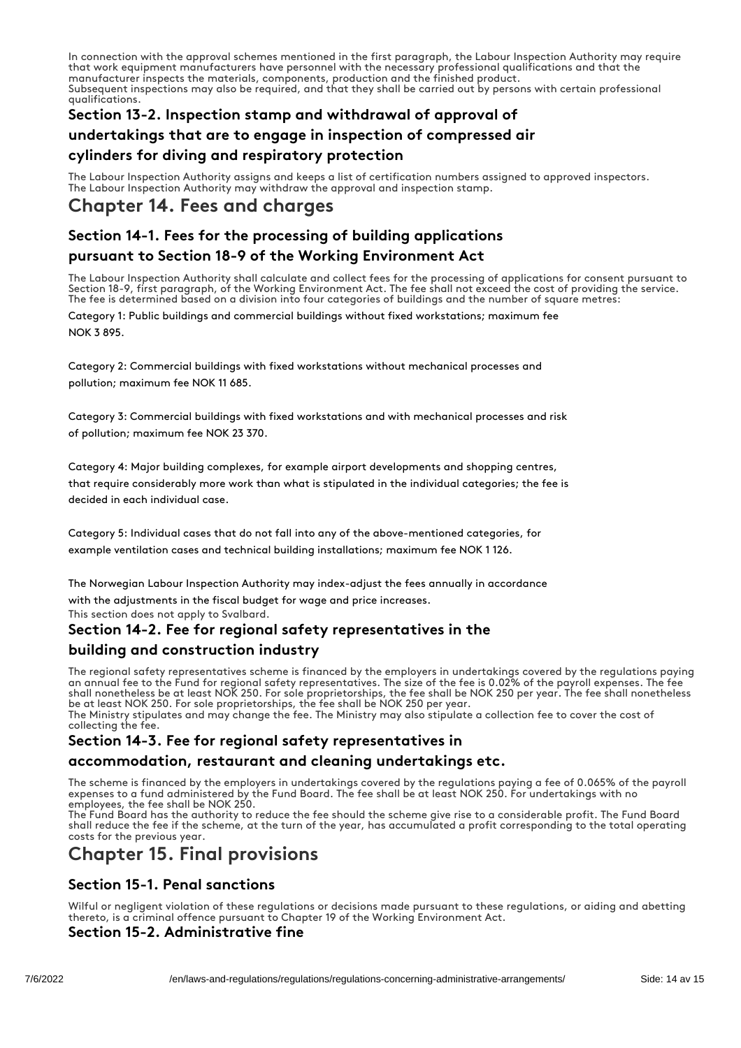In connection with the approval schemes mentioned in the first paragraph, the Labour Inspection Authority may require that work equipment manufacturers have personnel with the necessary professional qualifications and that the manufacturer inspects the materials, components, production and the finished product.
Subsequent inspections may also be required, and that they shall be carried out by persons with certain professional qualifications.

### Section 13-2. Inspection stamp and withdrawal of approval of undertakings that are to engage in inspection of compressed air cylinders for diving and respiratory protection

The Labour Inspection Authority assigns and keeps a list of certification numbers assigned to approved inspectors.
The Labour Inspection Authority may withdraw the approval and inspection stamp.

## Chapter 14. Fees and charges

### Section 14-1. Fees for the processing of building applications pursuant to Section 18-9 of the Working Environment Act

The Labour Inspection Authority shall calculate and collect fees for the processing of applications for consent pursuant to Section 18-9, first paragraph, of the Working Environment Act. The fee shall not exceed the cost of providing the service. The fee is determined based on a division into four categories of buildings and the number of square metres:

Category 1: Public buildings and commercial buildings without fixed workstations; maximum fee NOK 3 895.

Category 2: Commercial buildings with fixed workstations without mechanical processes and pollution; maximum fee NOK 11 685.

Category 3: Commercial buildings with fixed workstations and with mechanical processes and risk of pollution; maximum fee NOK 23 370.

Category 4: Major building complexes, for example airport developments and shopping centres, that require considerably more work than what is stipulated in the individual categories; the fee is decided in each individual case.

Category 5: Individual cases that do not fall into any of the above-mentioned categories, for example ventilation cases and technical building installations; maximum fee NOK 1 126.

The Norwegian Labour Inspection Authority may index-adjust the fees annually in accordance with the adjustments in the fiscal budget for wage and price increases.
This section does not apply to Svalbard.

### Section 14-2. Fee for regional safety representatives in the building and construction industry

The regional safety representatives scheme is financed by the employers in undertakings covered by the regulations paying an annual fee to the Fund for regional safety representatives. The size of the fee is 0.02% of the payroll expenses. The fee shall nonetheless be at least NOK 250. For sole proprietorships, the fee shall be NOK 250 per year. The fee shall nonetheless be at least NOK 250. For sole proprietorships, the fee shall be NOK 250 per year.
The Ministry stipulates and may change the fee. The Ministry may also stipulate a collection fee to cover the cost of collecting the fee.

### Section 14-3. Fee for regional safety representatives in accommodation, restaurant and cleaning undertakings etc.

The scheme is financed by the employers in undertakings covered by the regulations paying a fee of 0.065% of the payroll expenses to a fund administered by the Fund Board. The fee shall be at least NOK 250. For undertakings with no employees, the fee shall be NOK 250.
The Fund Board has the authority to reduce the fee should the scheme give rise to a considerable profit. The Fund Board shall reduce the fee if the scheme, at the turn of the year, has accumulated a profit corresponding to the total operating costs for the previous year.

## Chapter 15. Final provisions

### Section 15-1. Penal sanctions

Wilful or negligent violation of these regulations or decisions made pursuant to these regulations, or aiding and abetting thereto, is a criminal offence pursuant to Chapter 19 of the Working Environment Act.

### Section 15-2. Administrative fine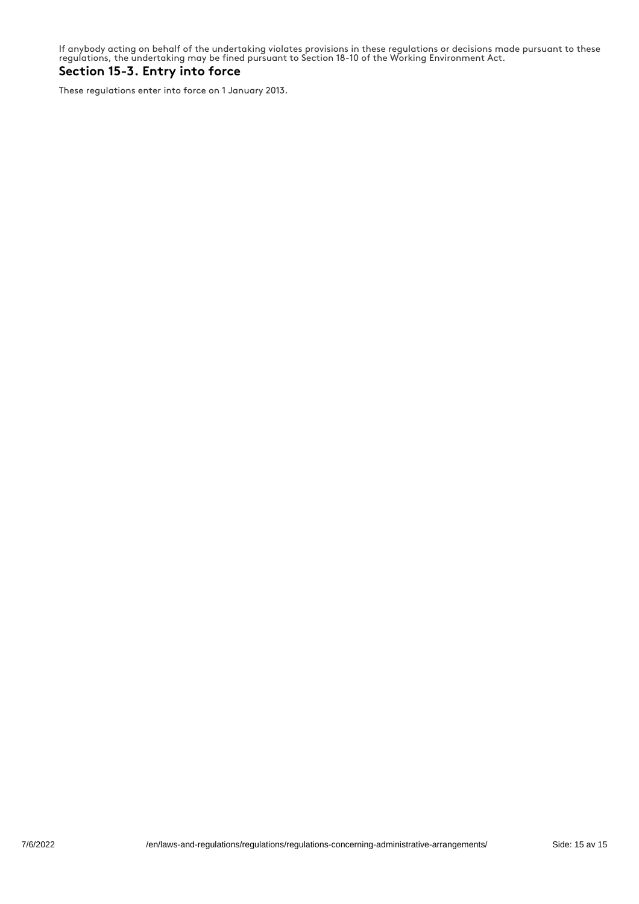If anybody acting on behalf of the undertaking violates provisions in these regulations or decisions made pursuant to these regulations, the undertaking may be fined pursuant to Section 18-10 of the Working Environment Act.

## Section 15-3. Entry into force

These regulations enter into force on 1 January 2013.